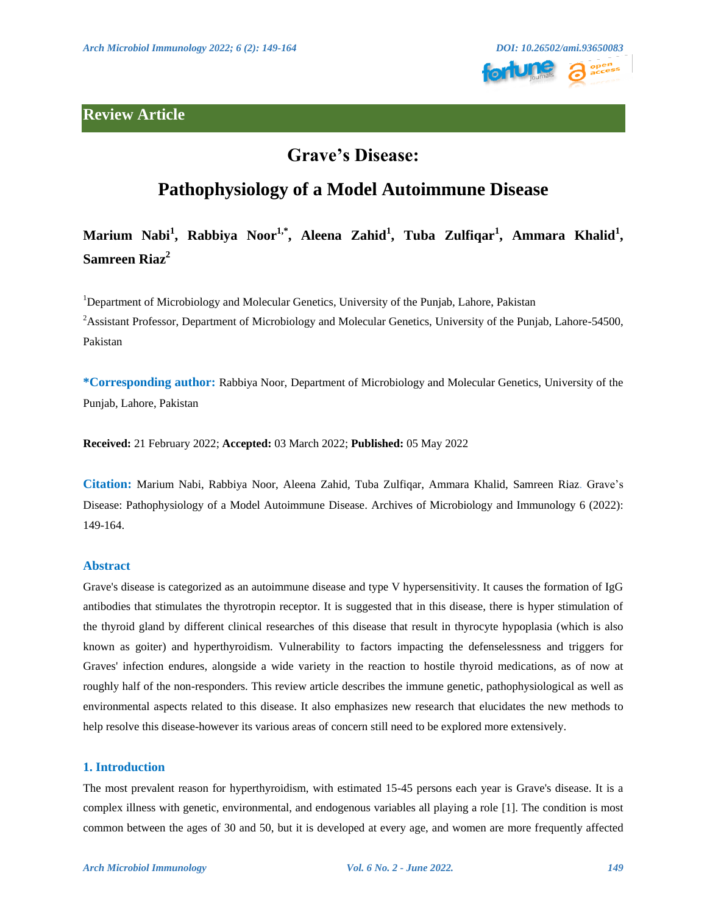## Review Article

# Grave's Disease:

# Pathophysiology of a Model Autoimmune Disease

**Marium Nabi[1], Rabbiya Noor[1,*], Aleena Zahid[1], Tuba Zulfiqar[1], Ammara Khalid[1], Samreen Riaz[2]**

[1]Department of Microbiology and Molecular Genetics, University of the Punjab, Lahore, Pakistan

[2]Assistant Professor, Department of Microbiology and Molecular Genetics, University of the Punjab, Lahore-54500, Pakistan

**\*Corresponding author:** Rabbiya Noor, Department of Microbiology and Molecular Genetics, University of the Punjab, Lahore, Pakistan

**Received:** 21 February 2022; **Accepted:** 03 March 2022; **Published:** 05 May 2022

**Citation:** Marium Nabi, Rabbiya Noor, Aleena Zahid, Tuba Zulfiqar, Ammara Khalid, Samreen Riaz. Grave's Disease: Pathophysiology of a Model Autoimmune Disease. Archives of Microbiology and Immunology 6 (2022): 149-164.

## Abstract

Grave's disease is categorized as an autoimmune disease and type V hypersensitivity. It causes the formation of IgG antibodies that stimulates the thyrotropin receptor. It is suggested that in this disease, there is hyper stimulation of the thyroid gland by different clinical researches of this disease that result in thyrocyte hypoplasia (which is also known as goiter) and hyperthyroidism. Vulnerability to factors impacting the defenselessness and triggers for Graves' infection endures, alongside a wide variety in the reaction to hostile thyroid medications, as of now at roughly half of the non-responders. This review article describes the immune genetic, pathophysiological as well as environmental aspects related to this disease. It also emphasizes new research that elucidates the new methods to help resolve this disease-however its various areas of concern still need to be explored more extensively.

## 1. Introduction

The most prevalent reason for hyperthyroidism, with estimated 15-45 persons each year is Grave's disease. It is a complex illness with genetic, environmental, and endogenous variables all playing a role [1]. The condition is most common between the ages of 30 and 50, but it is developed at every age, and women are more frequently affected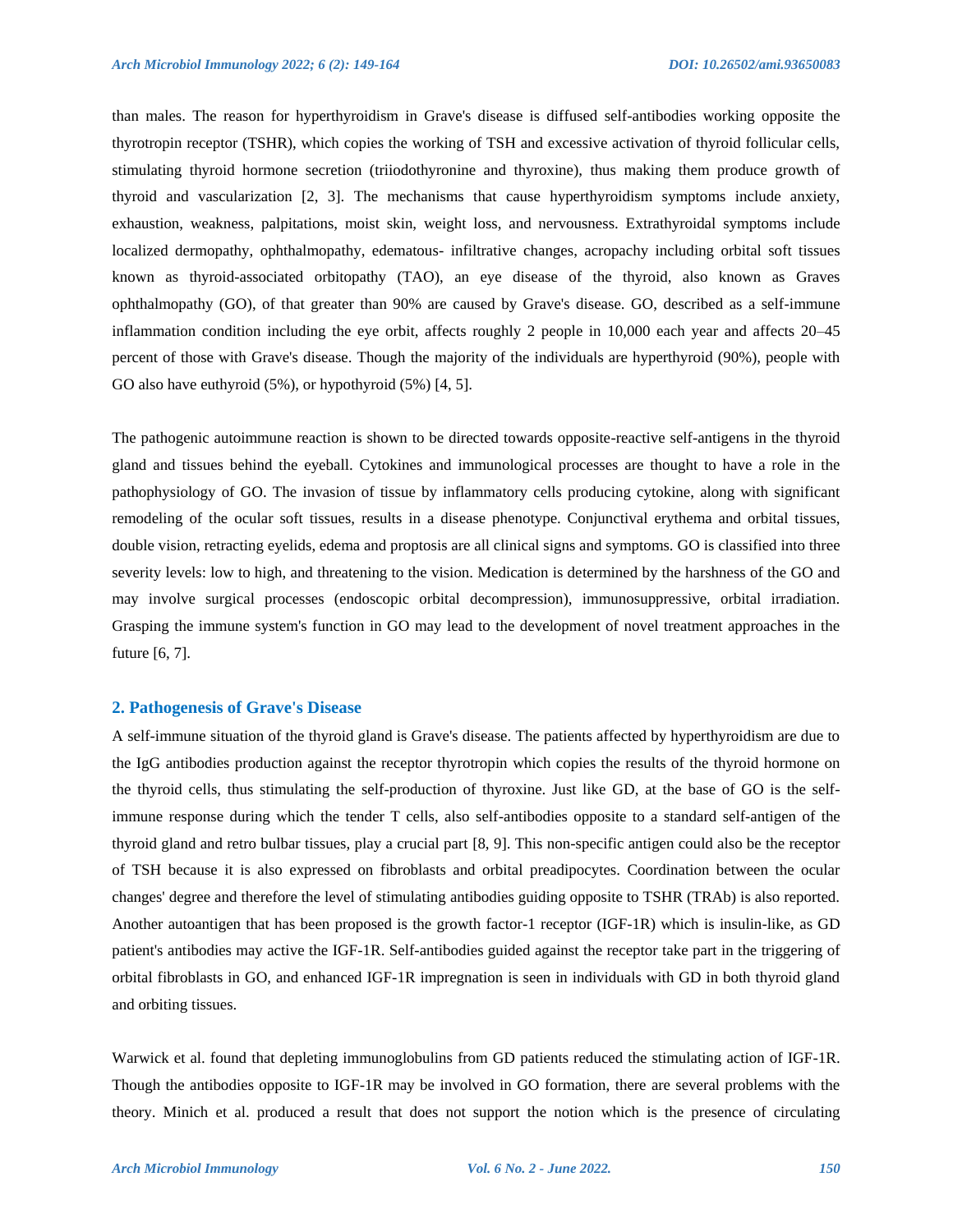than males. The reason for hyperthyroidism in Grave's disease is diffused self-antibodies working opposite the thyrotropin receptor (TSHR), which copies the working of TSH and excessive activation of thyroid follicular cells, stimulating thyroid hormone secretion (triiodothyronine and thyroxine), thus making them produce growth of thyroid and vascularization [2, 3]. The mechanisms that cause hyperthyroidism symptoms include anxiety, exhaustion, weakness, palpitations, moist skin, weight loss, and nervousness. Extrathyroidal symptoms include localized dermopathy, ophthalmopathy, edematous- infiltrative changes, acropachy including orbital soft tissues known as thyroid-associated orbitopathy (TAO), an eye disease of the thyroid, also known as Graves ophthalmopathy (GO), of that greater than 90% are caused by Grave's disease. GO, described as a self-immune inflammation condition including the eye orbit, affects roughly 2 people in 10,000 each year and affects 20–45 percent of those with Grave's disease. Though the majority of the individuals are hyperthyroid (90%), people with GO also have euthyroid (5%), or hypothyroid (5%) [4, 5].

The pathogenic autoimmune reaction is shown to be directed towards opposite-reactive self-antigens in the thyroid gland and tissues behind the eyeball. Cytokines and immunological processes are thought to have a role in the pathophysiology of GO. The invasion of tissue by inflammatory cells producing cytokine, along with significant remodeling of the ocular soft tissues, results in a disease phenotype. Conjunctival erythema and orbital tissues, double vision, retracting eyelids, edema and proptosis are all clinical signs and symptoms. GO is classified into three severity levels: low to high, and threatening to the vision. Medication is determined by the harshness of the GO and may involve surgical processes (endoscopic orbital decompression), immunosuppressive, orbital irradiation. Grasping the immune system's function in GO may lead to the development of novel treatment approaches in the future [6, 7].

## 2. Pathogenesis of Grave's Disease

A self-immune situation of the thyroid gland is Grave's disease. The patients affected by hyperthyroidism are due to the IgG antibodies production against the receptor thyrotropin which copies the results of the thyroid hormone on the thyroid cells, thus stimulating the self-production of thyroxine. Just like GD, at the base of GO is the self-immune response during which the tender T cells, also self-antibodies opposite to a standard self-antigen of the thyroid gland and retro bulbar tissues, play a crucial part [8, 9]. This non-specific antigen could also be the receptor of TSH because it is also expressed on fibroblasts and orbital preadipocytes. Coordination between the ocular changes' degree and therefore the level of stimulating antibodies guiding opposite to TSHR (TRAb) is also reported. Another autoantigen that has been proposed is the growth factor-1 receptor (IGF-1R) which is insulin-like, as GD patient's antibodies may active the IGF-1R. Self-antibodies guided against the receptor take part in the triggering of orbital fibroblasts in GO, and enhanced IGF-1R impregnation is seen in individuals with GD in both thyroid gland and orbiting tissues.

Warwick et al. found that depleting immunoglobulins from GD patients reduced the stimulating action of IGF-1R. Though the antibodies opposite to IGF-1R may be involved in GO formation, there are several problems with the theory. Minich et al. produced a result that does not support the notion which is the presence of circulating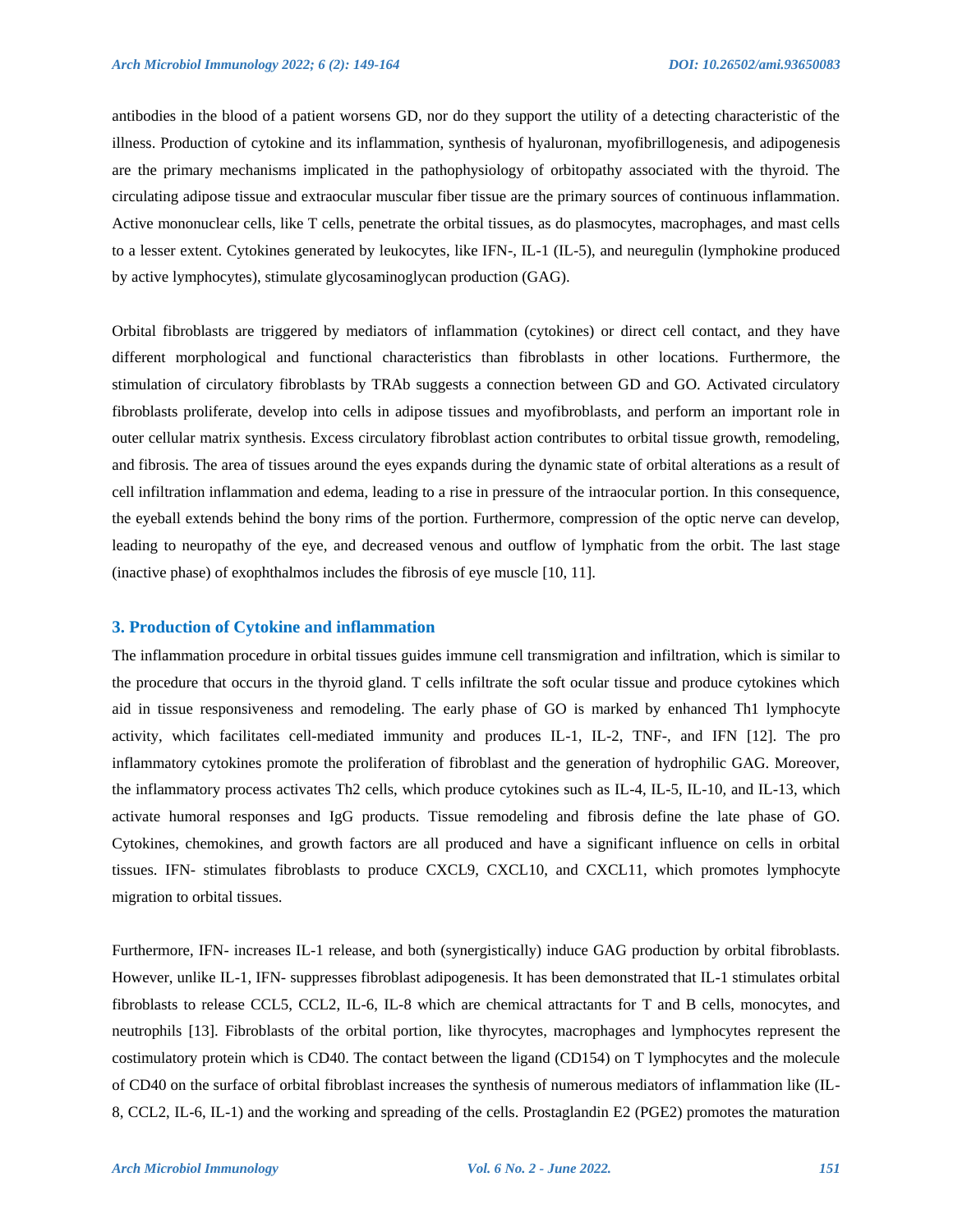antibodies in the blood of a patient worsens GD, nor do they support the utility of a detecting characteristic of the illness. Production of cytokine and its inflammation, synthesis of hyaluronan, myofibrillogenesis, and adipogenesis are the primary mechanisms implicated in the pathophysiology of orbitopathy associated with the thyroid. The circulating adipose tissue and extraocular muscular fiber tissue are the primary sources of continuous inflammation. Active mononuclear cells, like T cells, penetrate the orbital tissues, as do plasmocytes, macrophages, and mast cells to a lesser extent. Cytokines generated by leukocytes, like IFN-, IL-1 (IL-5), and neuregulin (lymphokine produced by active lymphocytes), stimulate glycosaminoglycan production (GAG).

Orbital fibroblasts are triggered by mediators of inflammation (cytokines) or direct cell contact, and they have different morphological and functional characteristics than fibroblasts in other locations. Furthermore, the stimulation of circulatory fibroblasts by TRAb suggests a connection between GD and GO. Activated circulatory fibroblasts proliferate, develop into cells in adipose tissues and myofibroblasts, and perform an important role in outer cellular matrix synthesis. Excess circulatory fibroblast action contributes to orbital tissue growth, remodeling, and fibrosis. The area of tissues around the eyes expands during the dynamic state of orbital alterations as a result of cell infiltration inflammation and edema, leading to a rise in pressure of the intraocular portion. In this consequence, the eyeball extends behind the bony rims of the portion. Furthermore, compression of the optic nerve can develop, leading to neuropathy of the eye, and decreased venous and outflow of lymphatic from the orbit. The last stage (inactive phase) of exophthalmos includes the fibrosis of eye muscle [10, 11].

## 3. Production of Cytokine and inflammation

The inflammation procedure in orbital tissues guides immune cell transmigration and infiltration, which is similar to the procedure that occurs in the thyroid gland. T cells infiltrate the soft ocular tissue and produce cytokines which aid in tissue responsiveness and remodeling. The early phase of GO is marked by enhanced Th1 lymphocyte activity, which facilitates cell-mediated immunity and produces IL-1, IL-2, TNF-, and IFN [12]. The pro inflammatory cytokines promote the proliferation of fibroblast and the generation of hydrophilic GAG. Moreover, the inflammatory process activates Th2 cells, which produce cytokines such as IL-4, IL-5, IL-10, and IL-13, which activate humoral responses and IgG products. Tissue remodeling and fibrosis define the late phase of GO. Cytokines, chemokines, and growth factors are all produced and have a significant influence on cells in orbital tissues. IFN- stimulates fibroblasts to produce CXCL9, CXCL10, and CXCL11, which promotes lymphocyte migration to orbital tissues.

Furthermore, IFN- increases IL-1 release, and both (synergistically) induce GAG production by orbital fibroblasts. However, unlike IL-1, IFN- suppresses fibroblast adipogenesis. It has been demonstrated that IL-1 stimulates orbital fibroblasts to release CCL5, CCL2, IL-6, IL-8 which are chemical attractants for T and B cells, monocytes, and neutrophils [13]. Fibroblasts of the orbital portion, like thyrocytes, macrophages and lymphocytes represent the costimulatory protein which is CD40. The contact between the ligand (CD154) on T lymphocytes and the molecule of CD40 on the surface of orbital fibroblast increases the synthesis of numerous mediators of inflammation like (IL-8, CCL2, IL-6, IL-1) and the working and spreading of the cells. Prostaglandin E2 (PGE2) promotes the maturation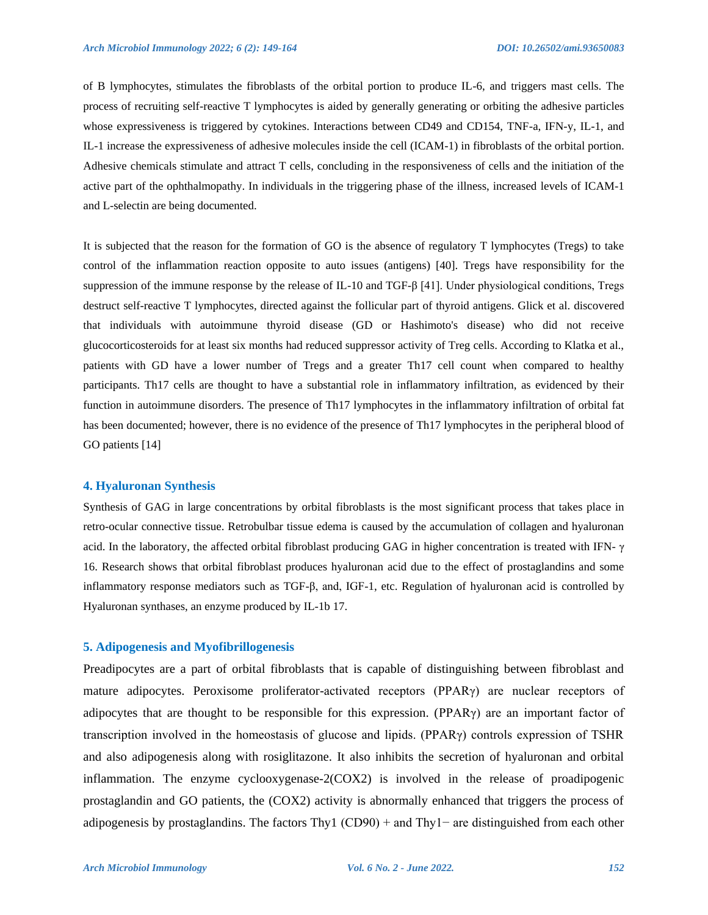of B lymphocytes, stimulates the fibroblasts of the orbital portion to produce IL-6, and triggers mast cells. The process of recruiting self-reactive T lymphocytes is aided by generally generating or orbiting the adhesive particles whose expressiveness is triggered by cytokines. Interactions between CD49 and CD154, TNF-a, IFN-y, IL-1, and IL-1 increase the expressiveness of adhesive molecules inside the cell (ICAM-1) in fibroblasts of the orbital portion. Adhesive chemicals stimulate and attract T cells, concluding in the responsiveness of cells and the initiation of the active part of the ophthalmopathy. In individuals in the triggering phase of the illness, increased levels of ICAM-1 and L-selectin are being documented.

It is subjected that the reason for the formation of GO is the absence of regulatory T lymphocytes (Tregs) to take control of the inflammation reaction opposite to auto issues (antigens) [40]. Tregs have responsibility for the suppression of the immune response by the release of IL-10 and TGF-β [41]. Under physiological conditions, Tregs destruct self-reactive T lymphocytes, directed against the follicular part of thyroid antigens. Glick et al. discovered that individuals with autoimmune thyroid disease (GD or Hashimoto's disease) who did not receive glucocorticosteroids for at least six months had reduced suppressor activity of Treg cells. According to Klatka et al., patients with GD have a lower number of Tregs and a greater Th17 cell count when compared to healthy participants. Th17 cells are thought to have a substantial role in inflammatory infiltration, as evidenced by their function in autoimmune disorders. The presence of Th17 lymphocytes in the inflammatory infiltration of orbital fat has been documented; however, there is no evidence of the presence of Th17 lymphocytes in the peripheral blood of GO patients [14]

## 4. Hyaluronan Synthesis

Synthesis of GAG in large concentrations by orbital fibroblasts is the most significant process that takes place in retro-ocular connective tissue. Retrobulbar tissue edema is caused by the accumulation of collagen and hyaluronan acid. In the laboratory, the affected orbital fibroblast producing GAG in higher concentration is treated with IFN- γ 16. Research shows that orbital fibroblast produces hyaluronan acid due to the effect of prostaglandins and some inflammatory response mediators such as TGF-β, and, IGF-1, etc. Regulation of hyaluronan acid is controlled by Hyaluronan synthases, an enzyme produced by IL-1b 17.

## 5. Adipogenesis and Myofibrillogenesis

Preadipocytes are a part of orbital fibroblasts that is capable of distinguishing between fibroblast and mature adipocytes. Peroxisome proliferator-activated receptors (PPARγ) are nuclear receptors of adipocytes that are thought to be responsible for this expression. (PPARγ) are an important factor of transcription involved in the homeostasis of glucose and lipids. (PPARγ) controls expression of TSHR and also adipogenesis along with rosiglitazone. It also inhibits the secretion of hyaluronan and orbital inflammation. The enzyme cyclooxygenase-2(COX2) is involved in the release of proadipogenic prostaglandin and GO patients, the (COX2) activity is abnormally enhanced that triggers the process of adipogenesis by prostaglandins. The factors Thy1 (CD90) + and Thy1− are distinguished from each other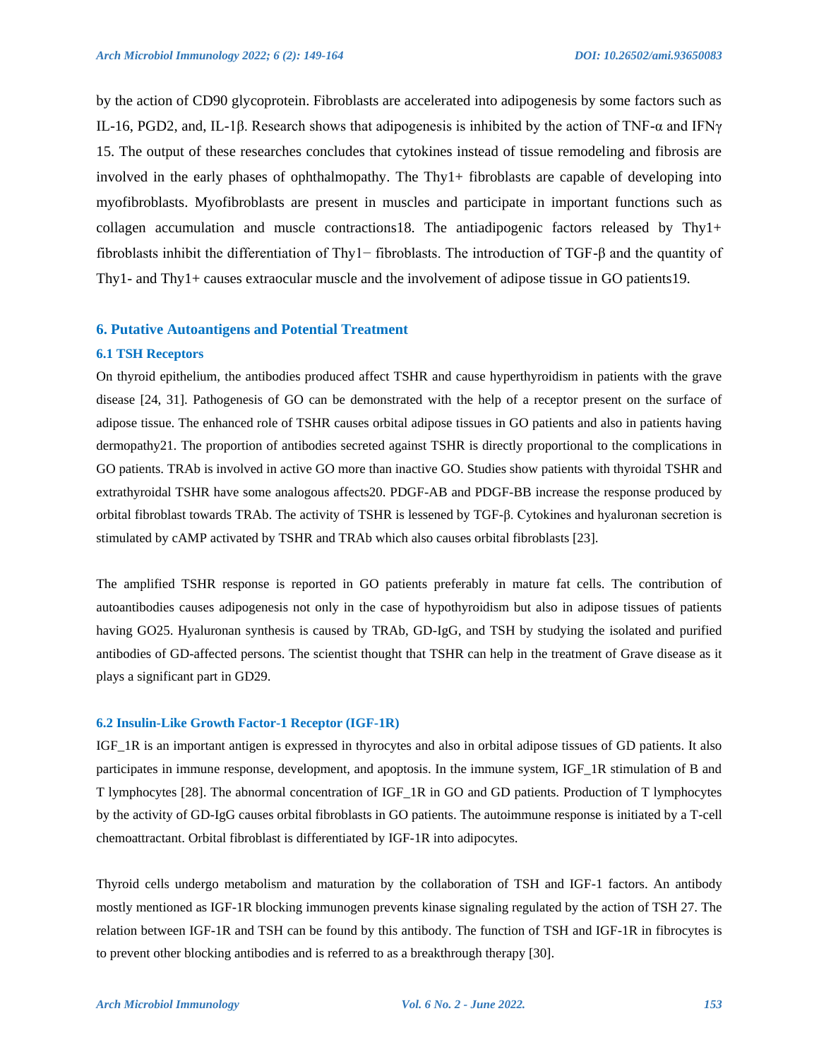by the action of CD90 glycoprotein. Fibroblasts are accelerated into adipogenesis by some factors such as IL-16, PGD2, and, IL-1β. Research shows that adipogenesis is inhibited by the action of TNF-α and IFNγ 15. The output of these researches concludes that cytokines instead of tissue remodeling and fibrosis are involved in the early phases of ophthalmopathy. The Thy1+ fibroblasts are capable of developing into myofibroblasts. Myofibroblasts are present in muscles and participate in important functions such as collagen accumulation and muscle contractions18. The antiadipogenic factors released by Thy1+ fibroblasts inhibit the differentiation of Thy1− fibroblasts. The introduction of TGF-β and the quantity of Thy1- and Thy1+ causes extraocular muscle and the involvement of adipose tissue in GO patients19.

## 6. Putative Autoantigens and Potential Treatment

### 6.1 TSH Receptors

On thyroid epithelium, the antibodies produced affect TSHR and cause hyperthyroidism in patients with the grave disease [24, 31]. Pathogenesis of GO can be demonstrated with the help of a receptor present on the surface of adipose tissue. The enhanced role of TSHR causes orbital adipose tissues in GO patients and also in patients having dermopathy21. The proportion of antibodies secreted against TSHR is directly proportional to the complications in GO patients. TRAb is involved in active GO more than inactive GO. Studies show patients with thyroidal TSHR and extrathyroidal TSHR have some analogous affects20. PDGF-AB and PDGF-BB increase the response produced by orbital fibroblast towards TRAb. The activity of TSHR is lessened by TGF-β. Cytokines and hyaluronan secretion is stimulated by cAMP activated by TSHR and TRAb which also causes orbital fibroblasts [23].

The amplified TSHR response is reported in GO patients preferably in mature fat cells. The contribution of autoantibodies causes adipogenesis not only in the case of hypothyroidism but also in adipose tissues of patients having GO25. Hyaluronan synthesis is caused by TRAb, GD-IgG, and TSH by studying the isolated and purified antibodies of GD-affected persons. The scientist thought that TSHR can help in the treatment of Grave disease as it plays a significant part in GD29.

### 6.2 Insulin-Like Growth Factor-1 Receptor (IGF-1R)

IGF_1R is an important antigen is expressed in thyrocytes and also in orbital adipose tissues of GD patients. It also participates in immune response, development, and apoptosis. In the immune system, IGF_1R stimulation of B and T lymphocytes [28]. The abnormal concentration of IGF_1R in GO and GD patients. Production of T lymphocytes by the activity of GD-IgG causes orbital fibroblasts in GO patients. The autoimmune response is initiated by a T-cell chemoattractant. Orbital fibroblast is differentiated by IGF-1R into adipocytes.

Thyroid cells undergo metabolism and maturation by the collaboration of TSH and IGF-1 factors. An antibody mostly mentioned as IGF-1R blocking immunogen prevents kinase signaling regulated by the action of TSH 27. The relation between IGF-1R and TSH can be found by this antibody. The function of TSH and IGF-1R in fibrocytes is to prevent other blocking antibodies and is referred to as a breakthrough therapy [30].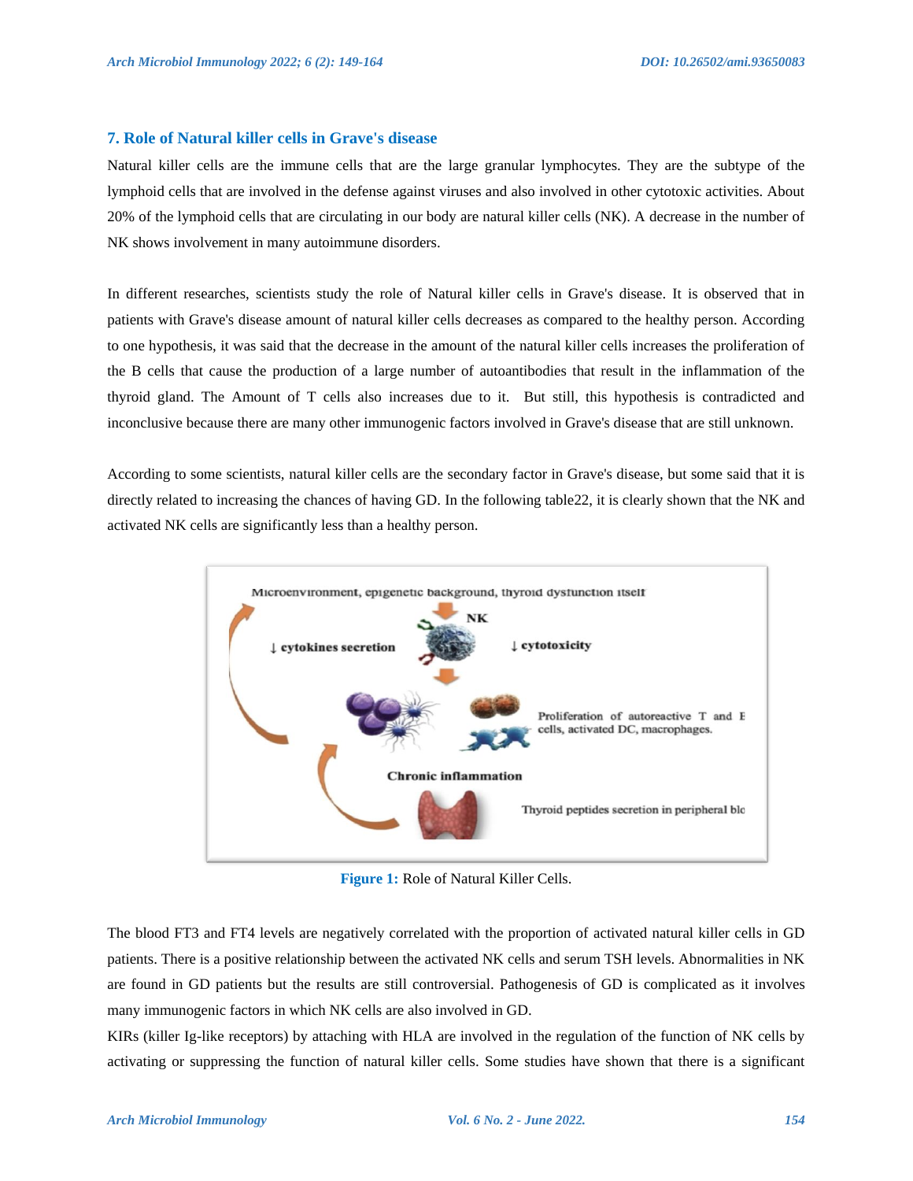## 7. Role of Natural killer cells in Grave's disease

Natural killer cells are the immune cells that are the large granular lymphocytes. They are the subtype of the lymphoid cells that are involved in the defense against viruses and also involved in other cytotoxic activities. About 20% of the lymphoid cells that are circulating in our body are natural killer cells (NK). A decrease in the number of NK shows involvement in many autoimmune disorders.

In different researches, scientists study the role of Natural killer cells in Grave's disease. It is observed that in patients with Grave's disease amount of natural killer cells decreases as compared to the healthy person. According to one hypothesis, it was said that the decrease in the amount of the natural killer cells increases the proliferation of the B cells that cause the production of a large number of autoantibodies that result in the inflammation of the thyroid gland. The Amount of T cells also increases due to it. But still, this hypothesis is contradicted and inconclusive because there are many other immunogenic factors involved in Grave's disease that are still unknown.

According to some scientists, natural killer cells are the secondary factor in Grave's disease, but some said that it is directly related to increasing the chances of having GD. In the following table22, it is clearly shown that the NK and activated NK cells are significantly less than a healthy person.

**Figure 1:** Role of Natural Killer Cells.

The blood FT3 and FT4 levels are negatively correlated with the proportion of activated natural killer cells in GD patients. There is a positive relationship between the activated NK cells and serum TSH levels. Abnormalities in NK are found in GD patients but the results are still controversial. Pathogenesis of GD is complicated as it involves many immunogenic factors in which NK cells are also involved in GD.

KIRs (killer Ig-like receptors) by attaching with HLA are involved in the regulation of the function of NK cells by activating or suppressing the function of natural killer cells. Some studies have shown that there is a significant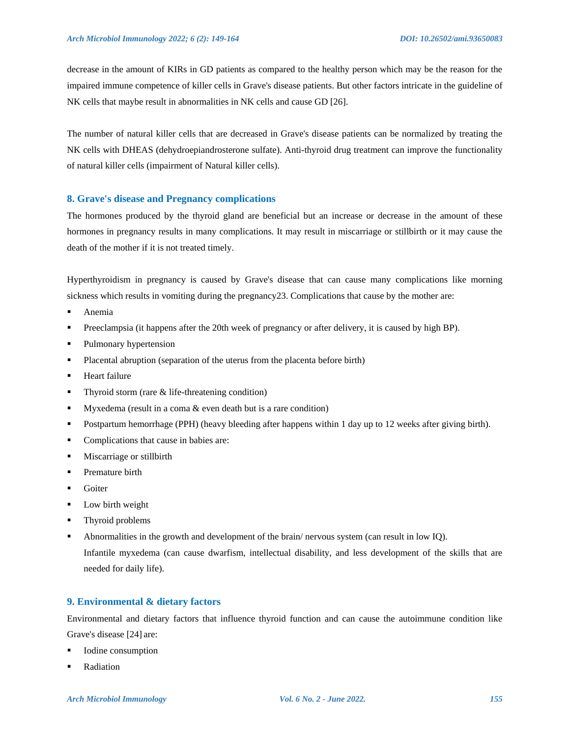decrease in the amount of KIRs in GD patients as compared to the healthy person which may be the reason for the impaired immune competence of killer cells in Grave's disease patients. But other factors intricate in the guideline of NK cells that maybe result in abnormalities in NK cells and cause GD [26].

The number of natural killer cells that are decreased in Grave's disease patients can be normalized by treating the NK cells with DHEAS (dehydroepiandrosterone sulfate). Anti-thyroid drug treatment can improve the functionality of natural killer cells (impairment of Natural killer cells).

## 8. Grave's disease and Pregnancy complications

The hormones produced by the thyroid gland are beneficial but an increase or decrease in the amount of these hormones in pregnancy results in many complications. It may result in miscarriage or stillbirth or it may cause the death of the mother if it is not treated timely.

Hyperthyroidism in pregnancy is caused by Grave's disease that can cause many complications like morning sickness which results in vomiting during the pregnancy23. Complications that cause by the mother are:

- Anemia
- Preeclampsia (it happens after the 20th week of pregnancy or after delivery, it is caused by high BP).
- Pulmonary hypertension
- Placental abruption (separation of the uterus from the placenta before birth)
- Heart failure
- Thyroid storm (rare & life-threatening condition)
- Myxedema (result in a coma & even death but is a rare condition)
- Postpartum hemorrhage (PPH) (heavy bleeding after happens within 1 day up to 12 weeks after giving birth).
- Complications that cause in babies are:
- Miscarriage or stillbirth
- Premature birth
- Goiter
- Low birth weight
- Thyroid problems
- Abnormalities in the growth and development of the brain/ nervous system (can result in low IQ).
  Infantile myxedema (can cause dwarfism, intellectual disability, and less development of the skills that are needed for daily life).

## 9. Environmental & dietary factors

Environmental and dietary factors that influence thyroid function and can cause the autoimmune condition like Grave's disease [24] are:

- Iodine consumption
- Radiation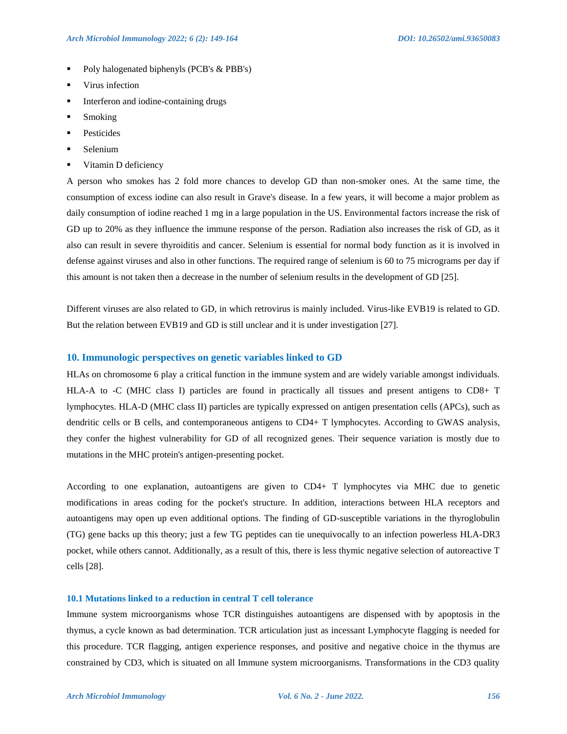- Poly halogenated biphenyls (PCB's & PBB's)
- Virus infection
- Interferon and iodine-containing drugs
- Smoking
- Pesticides
- Selenium
- Vitamin D deficiency

A person who smokes has 2 fold more chances to develop GD than non-smoker ones. At the same time, the consumption of excess iodine can also result in Grave's disease. In a few years, it will become a major problem as daily consumption of iodine reached 1 mg in a large population in the US. Environmental factors increase the risk of GD up to 20% as they influence the immune response of the person. Radiation also increases the risk of GD, as it also can result in severe thyroiditis and cancer. Selenium is essential for normal body function as it is involved in defense against viruses and also in other functions. The required range of selenium is 60 to 75 micrograms per day if this amount is not taken then a decrease in the number of selenium results in the development of GD [25].

Different viruses are also related to GD, in which retrovirus is mainly included. Virus-like EVB19 is related to GD. But the relation between EVB19 and GD is still unclear and it is under investigation [27].

## 10. Immunologic perspectives on genetic variables linked to GD

HLAs on chromosome 6 play a critical function in the immune system and are widely variable amongst individuals. HLA-A to -C (MHC class I) particles are found in practically all tissues and present antigens to CD8+ T lymphocytes. HLA-D (MHC class II) particles are typically expressed on antigen presentation cells (APCs), such as dendritic cells or B cells, and contemporaneous antigens to CD4+ T lymphocytes. According to GWAS analysis, they confer the highest vulnerability for GD of all recognized genes. Their sequence variation is mostly due to mutations in the MHC protein's antigen-presenting pocket.

According to one explanation, autoantigens are given to CD4+ T lymphocytes via MHC due to genetic modifications in areas coding for the pocket's structure. In addition, interactions between HLA receptors and autoantigens may open up even additional options. The finding of GD-susceptible variations in the thyroglobulin (TG) gene backs up this theory; just a few TG peptides can tie unequivocally to an infection powerless HLA-DR3 pocket, while others cannot. Additionally, as a result of this, there is less thymic negative selection of autoreactive T cells [28].

### 10.1 Mutations linked to a reduction in central T cell tolerance

Immune system microorganisms whose TCR distinguishes autoantigens are dispensed with by apoptosis in the thymus, a cycle known as bad determination. TCR articulation just as incessant Lymphocyte flagging is needed for this procedure. TCR flagging, antigen experience responses, and positive and negative choice in the thymus are constrained by CD3, which is situated on all Immune system microorganisms. Transformations in the CD3 quality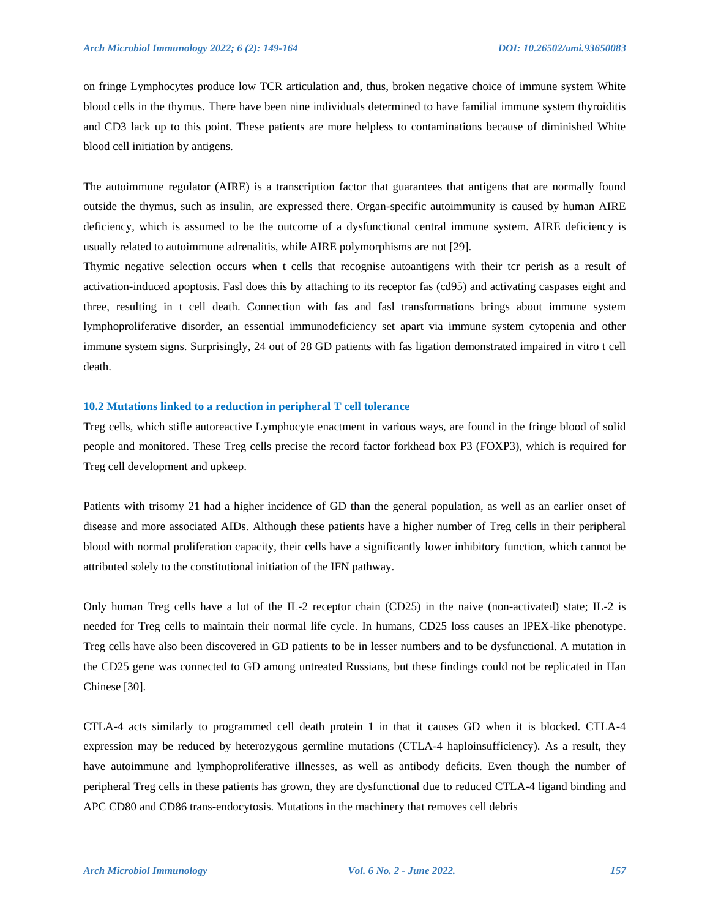on fringe Lymphocytes produce low TCR articulation and, thus, broken negative choice of immune system White blood cells in the thymus. There have been nine individuals determined to have familial immune system thyroiditis and CD3 lack up to this point. These patients are more helpless to contaminations because of diminished White blood cell initiation by antigens.

The autoimmune regulator (AIRE) is a transcription factor that guarantees that antigens that are normally found outside the thymus, such as insulin, are expressed there. Organ-specific autoimmunity is caused by human AIRE deficiency, which is assumed to be the outcome of a dysfunctional central immune system. AIRE deficiency is usually related to autoimmune adrenalitis, while AIRE polymorphisms are not [29].

Thymic negative selection occurs when t cells that recognise autoantigens with their tcr perish as a result of activation-induced apoptosis. Fasl does this by attaching to its receptor fas (cd95) and activating caspases eight and three, resulting in t cell death. Connection with fas and fasl transformations brings about immune system lymphoproliferative disorder, an essential immunodeficiency set apart via immune system cytopenia and other immune system signs. Surprisingly, 24 out of 28 GD patients with fas ligation demonstrated impaired in vitro t cell death.

### 10.2 Mutations linked to a reduction in peripheral T cell tolerance

Treg cells, which stifle autoreactive Lymphocyte enactment in various ways, are found in the fringe blood of solid people and monitored. These Treg cells precise the record factor forkhead box P3 (FOXP3), which is required for Treg cell development and upkeep.

Patients with trisomy 21 had a higher incidence of GD than the general population, as well as an earlier onset of disease and more associated AIDs. Although these patients have a higher number of Treg cells in their peripheral blood with normal proliferation capacity, their cells have a significantly lower inhibitory function, which cannot be attributed solely to the constitutional initiation of the IFN pathway.

Only human Treg cells have a lot of the IL-2 receptor chain (CD25) in the naive (non-activated) state; IL-2 is needed for Treg cells to maintain their normal life cycle. In humans, CD25 loss causes an IPEX-like phenotype. Treg cells have also been discovered in GD patients to be in lesser numbers and to be dysfunctional. A mutation in the CD25 gene was connected to GD among untreated Russians, but these findings could not be replicated in Han Chinese [30].

CTLA-4 acts similarly to programmed cell death protein 1 in that it causes GD when it is blocked. CTLA-4 expression may be reduced by heterozygous germline mutations (CTLA-4 haploinsufficiency). As a result, they have autoimmune and lymphoproliferative illnesses, as well as antibody deficits. Even though the number of peripheral Treg cells in these patients has grown, they are dysfunctional due to reduced CTLA-4 ligand binding and APC CD80 and CD86 trans-endocytosis. Mutations in the machinery that removes cell debris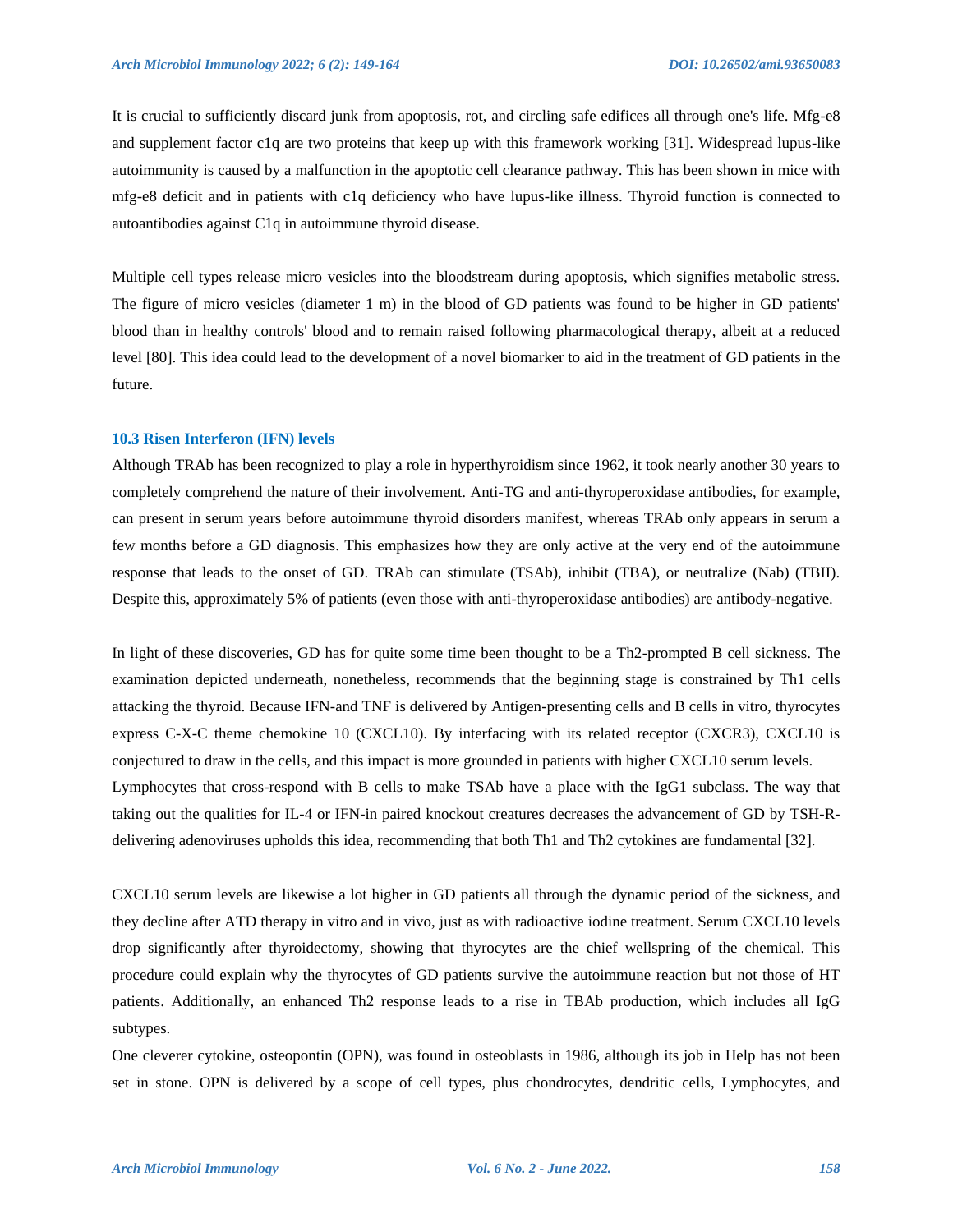It is crucial to sufficiently discard junk from apoptosis, rot, and circling safe edifices all through one's life. Mfg-e8 and supplement factor c1q are two proteins that keep up with this framework working [31]. Widespread lupus-like autoimmunity is caused by a malfunction in the apoptotic cell clearance pathway. This has been shown in mice with mfg-e8 deficit and in patients with c1q deficiency who have lupus-like illness. Thyroid function is connected to autoantibodies against C1q in autoimmune thyroid disease.

Multiple cell types release micro vesicles into the bloodstream during apoptosis, which signifies metabolic stress. The figure of micro vesicles (diameter 1 m) in the blood of GD patients was found to be higher in GD patients' blood than in healthy controls' blood and to remain raised following pharmacological therapy, albeit at a reduced level [80]. This idea could lead to the development of a novel biomarker to aid in the treatment of GD patients in the future.

### 10.3 Risen Interferon (IFN) levels

Although TRAb has been recognized to play a role in hyperthyroidism since 1962, it took nearly another 30 years to completely comprehend the nature of their involvement. Anti-TG and anti-thyroperoxidase antibodies, for example, can present in serum years before autoimmune thyroid disorders manifest, whereas TRAb only appears in serum a few months before a GD diagnosis. This emphasizes how they are only active at the very end of the autoimmune response that leads to the onset of GD. TRAb can stimulate (TSAb), inhibit (TBA), or neutralize (Nab) (TBII). Despite this, approximately 5% of patients (even those with anti-thyroperoxidase antibodies) are antibody-negative.

In light of these discoveries, GD has for quite some time been thought to be a Th2-prompted B cell sickness. The examination depicted underneath, nonetheless, recommends that the beginning stage is constrained by Th1 cells attacking the thyroid. Because IFN-and TNF is delivered by Antigen-presenting cells and B cells in vitro, thyrocytes express C-X-C theme chemokine 10 (CXCL10). By interfacing with its related receptor (CXCR3), CXCL10 is conjectured to draw in the cells, and this impact is more grounded in patients with higher CXCL10 serum levels. Lymphocytes that cross-respond with B cells to make TSAb have a place with the IgG1 subclass. The way that taking out the qualities for IL-4 or IFN-in paired knockout creatures decreases the advancement of GD by TSH-R-delivering adenoviruses upholds this idea, recommending that both Th1 and Th2 cytokines are fundamental [32].

CXCL10 serum levels are likewise a lot higher in GD patients all through the dynamic period of the sickness, and they decline after ATD therapy in vitro and in vivo, just as with radioactive iodine treatment. Serum CXCL10 levels drop significantly after thyroidectomy, showing that thyrocytes are the chief wellspring of the chemical. This procedure could explain why the thyrocytes of GD patients survive the autoimmune reaction but not those of HT patients. Additionally, an enhanced Th2 response leads to a rise in TBAb production, which includes all IgG subtypes.

One cleverer cytokine, osteopontin (OPN), was found in osteoblasts in 1986, although its job in Help has not been set in stone. OPN is delivered by a scope of cell types, plus chondrocytes, dendritic cells, Lymphocytes, and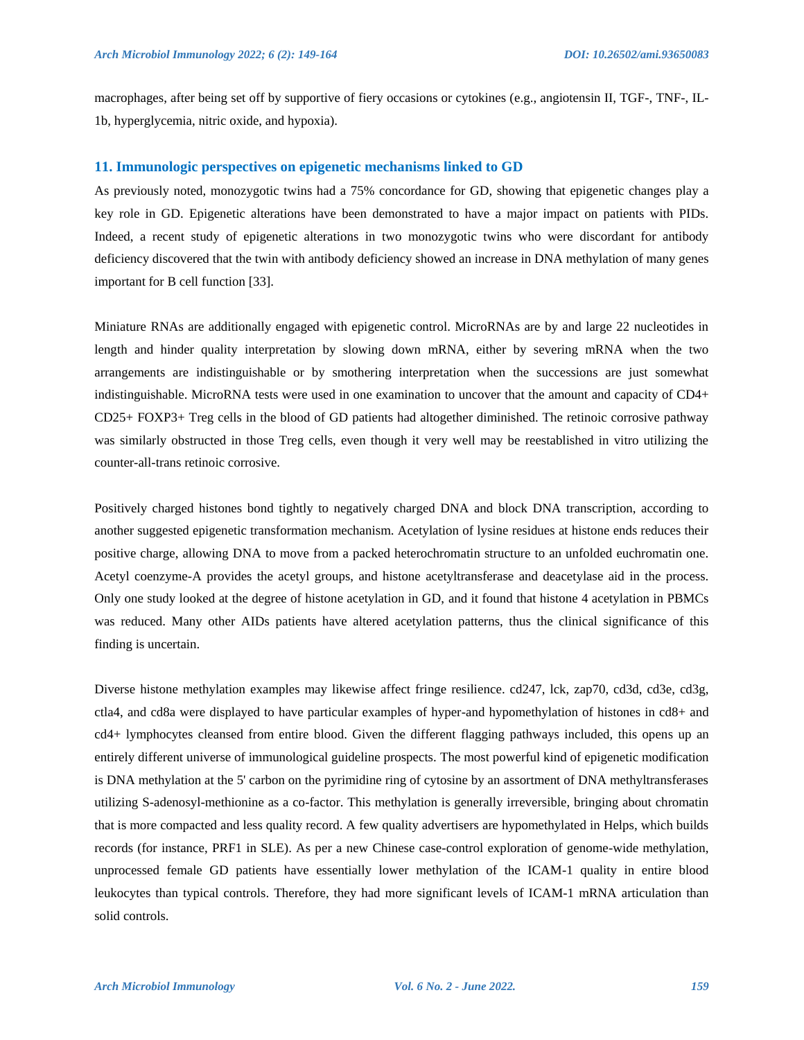macrophages, after being set off by supportive of fiery occasions or cytokines (e.g., angiotensin II, TGF-, TNF-, IL-1b, hyperglycemia, nitric oxide, and hypoxia).

## 11. Immunologic perspectives on epigenetic mechanisms linked to GD

As previously noted, monozygotic twins had a 75% concordance for GD, showing that epigenetic changes play a key role in GD. Epigenetic alterations have been demonstrated to have a major impact on patients with PIDs. Indeed, a recent study of epigenetic alterations in two monozygotic twins who were discordant for antibody deficiency discovered that the twin with antibody deficiency showed an increase in DNA methylation of many genes important for B cell function [33].

Miniature RNAs are additionally engaged with epigenetic control. MicroRNAs are by and large 22 nucleotides in length and hinder quality interpretation by slowing down mRNA, either by severing mRNA when the two arrangements are indistinguishable or by smothering interpretation when the successions are just somewhat indistinguishable. MicroRNA tests were used in one examination to uncover that the amount and capacity of CD4+ CD25+ FOXP3+ Treg cells in the blood of GD patients had altogether diminished. The retinoic corrosive pathway was similarly obstructed in those Treg cells, even though it very well may be reestablished in vitro utilizing the counter-all-trans retinoic corrosive.

Positively charged histones bond tightly to negatively charged DNA and block DNA transcription, according to another suggested epigenetic transformation mechanism. Acetylation of lysine residues at histone ends reduces their positive charge, allowing DNA to move from a packed heterochromatin structure to an unfolded euchromatin one. Acetyl coenzyme-A provides the acetyl groups, and histone acetyltransferase and deacetylase aid in the process. Only one study looked at the degree of histone acetylation in GD, and it found that histone 4 acetylation in PBMCs was reduced. Many other AIDs patients have altered acetylation patterns, thus the clinical significance of this finding is uncertain.

Diverse histone methylation examples may likewise affect fringe resilience. cd247, lck, zap70, cd3d, cd3e, cd3g, ctla4, and cd8a were displayed to have particular examples of hyper-and hypomethylation of histones in cd8+ and cd4+ lymphocytes cleansed from entire blood. Given the different flagging pathways included, this opens up an entirely different universe of immunological guideline prospects. The most powerful kind of epigenetic modification is DNA methylation at the 5' carbon on the pyrimidine ring of cytosine by an assortment of DNA methyltransferases utilizing S-adenosyl-methionine as a co-factor. This methylation is generally irreversible, bringing about chromatin that is more compacted and less quality record. A few quality advertisers are hypomethylated in Helps, which builds records (for instance, PRF1 in SLE). As per a new Chinese case-control exploration of genome-wide methylation, unprocessed female GD patients have essentially lower methylation of the ICAM-1 quality in entire blood leukocytes than typical controls. Therefore, they had more significant levels of ICAM-1 mRNA articulation than solid controls.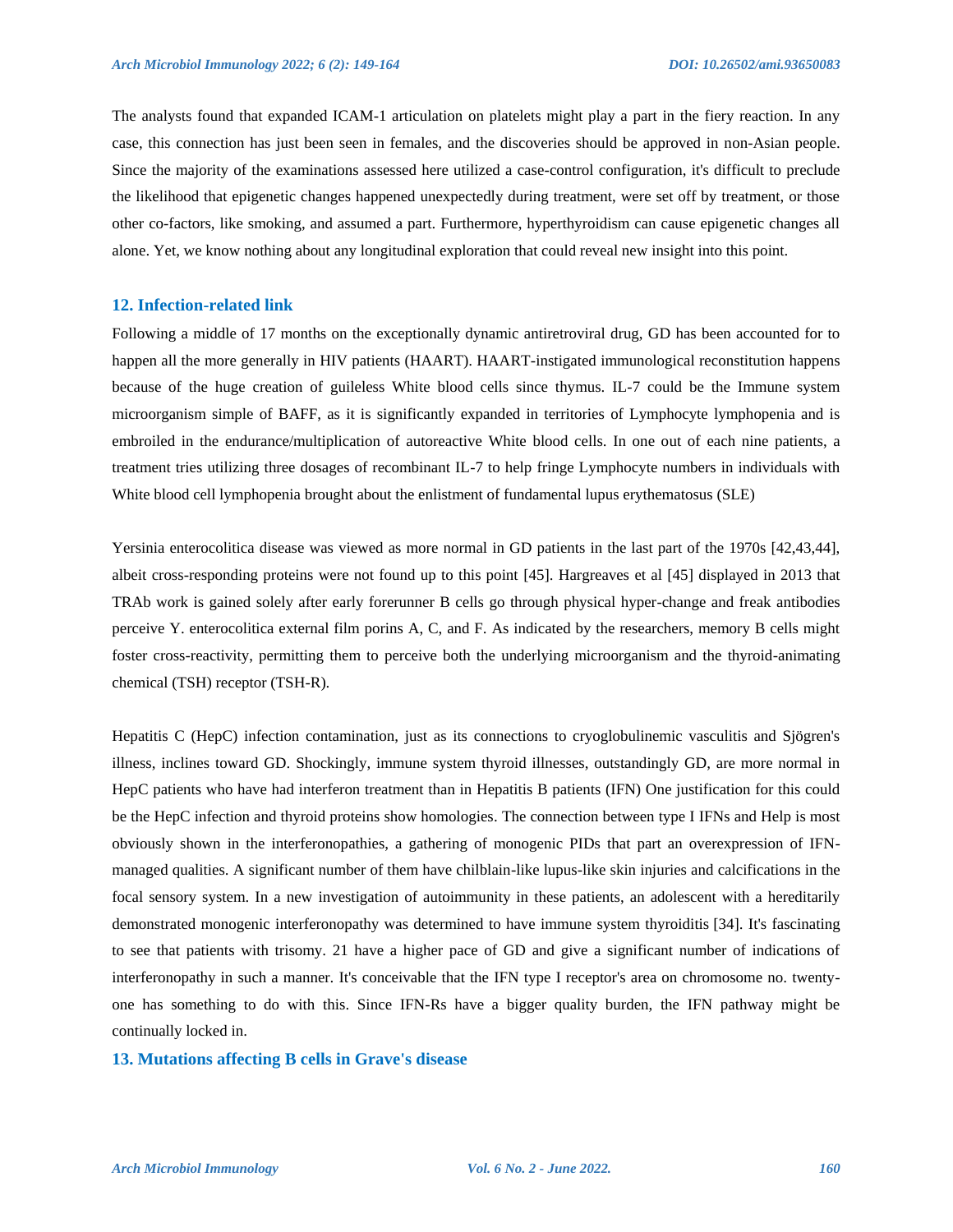The analysts found that expanded ICAM-1 articulation on platelets might play a part in the fiery reaction. In any case, this connection has just been seen in females, and the discoveries should be approved in non-Asian people. Since the majority of the examinations assessed here utilized a case-control configuration, it's difficult to preclude the likelihood that epigenetic changes happened unexpectedly during treatment, were set off by treatment, or those other co-factors, like smoking, and assumed a part. Furthermore, hyperthyroidism can cause epigenetic changes all alone. Yet, we know nothing about any longitudinal exploration that could reveal new insight into this point.

## 12. Infection-related link

Following a middle of 17 months on the exceptionally dynamic antiretroviral drug, GD has been accounted for to happen all the more generally in HIV patients (HAART). HAART-instigated immunological reconstitution happens because of the huge creation of guileless White blood cells since thymus. IL-7 could be the Immune system microorganism simple of BAFF, as it is significantly expanded in territories of Lymphocyte lymphopenia and is embroiled in the endurance/multiplication of autoreactive White blood cells. In one out of each nine patients, a treatment tries utilizing three dosages of recombinant IL-7 to help fringe Lymphocyte numbers in individuals with White blood cell lymphopenia brought about the enlistment of fundamental lupus erythematosus (SLE)

Yersinia enterocolitica disease was viewed as more normal in GD patients in the last part of the 1970s [42,43,44], albeit cross-responding proteins were not found up to this point [45]. Hargreaves et al [45] displayed in 2013 that TRAb work is gained solely after early forerunner B cells go through physical hyper-change and freak antibodies perceive Y. enterocolitica external film porins A, C, and F. As indicated by the researchers, memory B cells might foster cross-reactivity, permitting them to perceive both the underlying microorganism and the thyroid-animating chemical (TSH) receptor (TSH-R).

Hepatitis C (HepC) infection contamination, just as its connections to cryoglobulinemic vasculitis and Sjögren's illness, inclines toward GD. Shockingly, immune system thyroid illnesses, outstandingly GD, are more normal in HepC patients who have had interferon treatment than in Hepatitis B patients (IFN) One justification for this could be the HepC infection and thyroid proteins show homologies. The connection between type I IFNs and Help is most obviously shown in the interferonopathies, a gathering of monogenic PIDs that part an overexpression of IFN-managed qualities. A significant number of them have chilblain-like lupus-like skin injuries and calcifications in the focal sensory system. In a new investigation of autoimmunity in these patients, an adolescent with a hereditarily demonstrated monogenic interferonopathy was determined to have immune system thyroiditis [34]. It's fascinating to see that patients with trisomy. 21 have a higher pace of GD and give a significant number of indications of interferonopathy in such a manner. It's conceivable that the IFN type I receptor's area on chromosome no. twenty-one has something to do with this. Since IFN-Rs have a bigger quality burden, the IFN pathway might be continually locked in.

## 13. Mutations affecting B cells in Grave's disease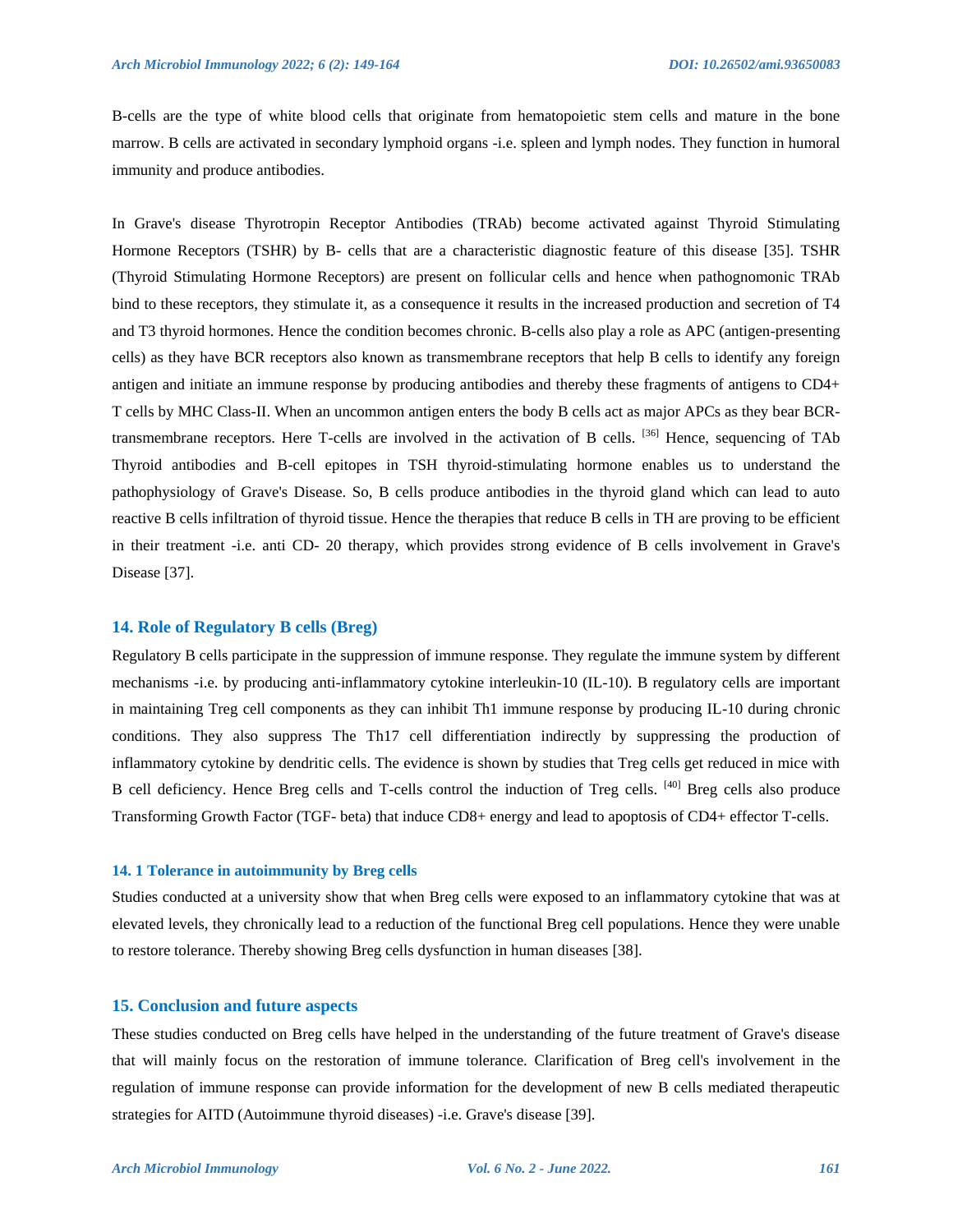B-cells are the type of white blood cells that originate from hematopoietic stem cells and mature in the bone marrow. B cells are activated in secondary lymphoid organs -i.e. spleen and lymph nodes. They function in humoral immunity and produce antibodies.

In Grave's disease Thyrotropin Receptor Antibodies (TRAb) become activated against Thyroid Stimulating Hormone Receptors (TSHR) by B- cells that are a characteristic diagnostic feature of this disease [35]. TSHR (Thyroid Stimulating Hormone Receptors) are present on follicular cells and hence when pathognomonic TRAb bind to these receptors, they stimulate it, as a consequence it results in the increased production and secretion of T4 and T3 thyroid hormones. Hence the condition becomes chronic. B-cells also play a role as APC (antigen-presenting cells) as they have BCR receptors also known as transmembrane receptors that help B cells to identify any foreign antigen and initiate an immune response by producing antibodies and thereby these fragments of antigens to CD4+ T cells by MHC Class-II. When an uncommon antigen enters the body B cells act as major APCs as they bear BCR-transmembrane receptors. Here T-cells are involved in the activation of B cells. [36] Hence, sequencing of TAb Thyroid antibodies and B-cell epitopes in TSH thyroid-stimulating hormone enables us to understand the pathophysiology of Grave's Disease. So, B cells produce antibodies in the thyroid gland which can lead to auto reactive B cells infiltration of thyroid tissue. Hence the therapies that reduce B cells in TH are proving to be efficient in their treatment -i.e. anti CD- 20 therapy, which provides strong evidence of B cells involvement in Grave's Disease [37].

## 14. Role of Regulatory B cells (Breg)

Regulatory B cells participate in the suppression of immune response. They regulate the immune system by different mechanisms -i.e. by producing anti-inflammatory cytokine interleukin-10 (IL-10). B regulatory cells are important in maintaining Treg cell components as they can inhibit Th1 immune response by producing IL-10 during chronic conditions. They also suppress The Th17 cell differentiation indirectly by suppressing the production of inflammatory cytokine by dendritic cells. The evidence is shown by studies that Treg cells get reduced in mice with B cell deficiency. Hence Breg cells and T-cells control the induction of Treg cells. [40] Breg cells also produce Transforming Growth Factor (TGF- beta) that induce CD8+ energy and lead to apoptosis of CD4+ effector T-cells.

### 14. 1 Tolerance in autoimmunity by Breg cells

Studies conducted at a university show that when Breg cells were exposed to an inflammatory cytokine that was at elevated levels, they chronically lead to a reduction of the functional Breg cell populations. Hence they were unable to restore tolerance. Thereby showing Breg cells dysfunction in human diseases [38].

## 15. Conclusion and future aspects

These studies conducted on Breg cells have helped in the understanding of the future treatment of Grave's disease that will mainly focus on the restoration of immune tolerance. Clarification of Breg cell's involvement in the regulation of immune response can provide information for the development of new B cells mediated therapeutic strategies for AITD (Autoimmune thyroid diseases) -i.e. Grave's disease [39].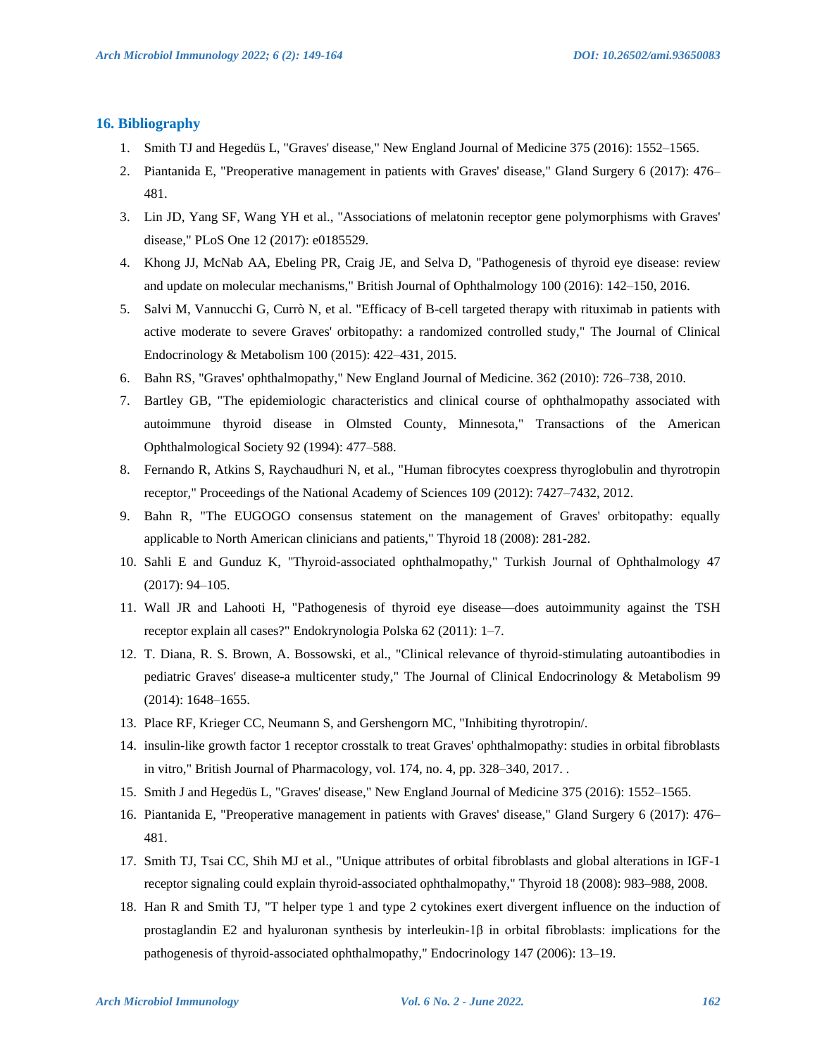## 16. Bibliography

1. Smith TJ and Hegedüs L, "Graves' disease," New England Journal of Medicine 375 (2016): 1552–1565.
2. Piantanida E, "Preoperative management in patients with Graves' disease," Gland Surgery 6 (2017): 476–481.
3. Lin JD, Yang SF, Wang YH et al., "Associations of melatonin receptor gene polymorphisms with Graves' disease," PLoS One 12 (2017): e0185529.
4. Khong JJ, McNab AA, Ebeling PR, Craig JE, and Selva D, "Pathogenesis of thyroid eye disease: review and update on molecular mechanisms," British Journal of Ophthalmology 100 (2016): 142–150, 2016.
5. Salvi M, Vannucchi G, Currò N, et al. "Efficacy of B-cell targeted therapy with rituximab in patients with active moderate to severe Graves' orbitopathy: a randomized controlled study," The Journal of Clinical Endocrinology & Metabolism 100 (2015): 422–431, 2015.
6. Bahn RS, "Graves' ophthalmopathy," New England Journal of Medicine. 362 (2010): 726–738, 2010.
7. Bartley GB, "The epidemiologic characteristics and clinical course of ophthalmopathy associated with autoimmune thyroid disease in Olmsted County, Minnesota," Transactions of the American Ophthalmological Society 92 (1994): 477–588.
8. Fernando R, Atkins S, Raychaudhuri N, et al., "Human fibrocytes coexpress thyroglobulin and thyrotropin receptor," Proceedings of the National Academy of Sciences 109 (2012): 7427–7432, 2012.
9. Bahn R, "The EUGOGO consensus statement on the management of Graves' orbitopathy: equally applicable to North American clinicians and patients," Thyroid 18 (2008): 281-282.
10. Sahli E and Gunduz K, "Thyroid-associated ophthalmopathy," Turkish Journal of Ophthalmology 47 (2017): 94–105.
11. Wall JR and Lahooti H, "Pathogenesis of thyroid eye disease—does autoimmunity against the TSH receptor explain all cases?" Endokrynologia Polska 62 (2011): 1–7.
12. T. Diana, R. S. Brown, A. Bossowski, et al., "Clinical relevance of thyroid-stimulating autoantibodies in pediatric Graves' disease-a multicenter study," The Journal of Clinical Endocrinology & Metabolism 99 (2014): 1648–1655.
13. Place RF, Krieger CC, Neumann S, and Gershengorn MC, "Inhibiting thyrotropin/.
14. insulin-like growth factor 1 receptor crosstalk to treat Graves' ophthalmopathy: studies in orbital fibroblasts in vitro," British Journal of Pharmacology, vol. 174, no. 4, pp. 328–340, 2017. .
15. Smith J and Hegedüs L, "Graves' disease," New England Journal of Medicine 375 (2016): 1552–1565.
16. Piantanida E, "Preoperative management in patients with Graves' disease," Gland Surgery 6 (2017): 476–481.
17. Smith TJ, Tsai CC, Shih MJ et al., "Unique attributes of orbital fibroblasts and global alterations in IGF-1 receptor signaling could explain thyroid-associated ophthalmopathy," Thyroid 18 (2008): 983–988, 2008.
18. Han R and Smith TJ, "T helper type 1 and type 2 cytokines exert divergent influence on the induction of prostaglandin E2 and hyaluronan synthesis by interleukin-1β in orbital fibroblasts: implications for the pathogenesis of thyroid-associated ophthalmopathy," Endocrinology 147 (2006): 13–19.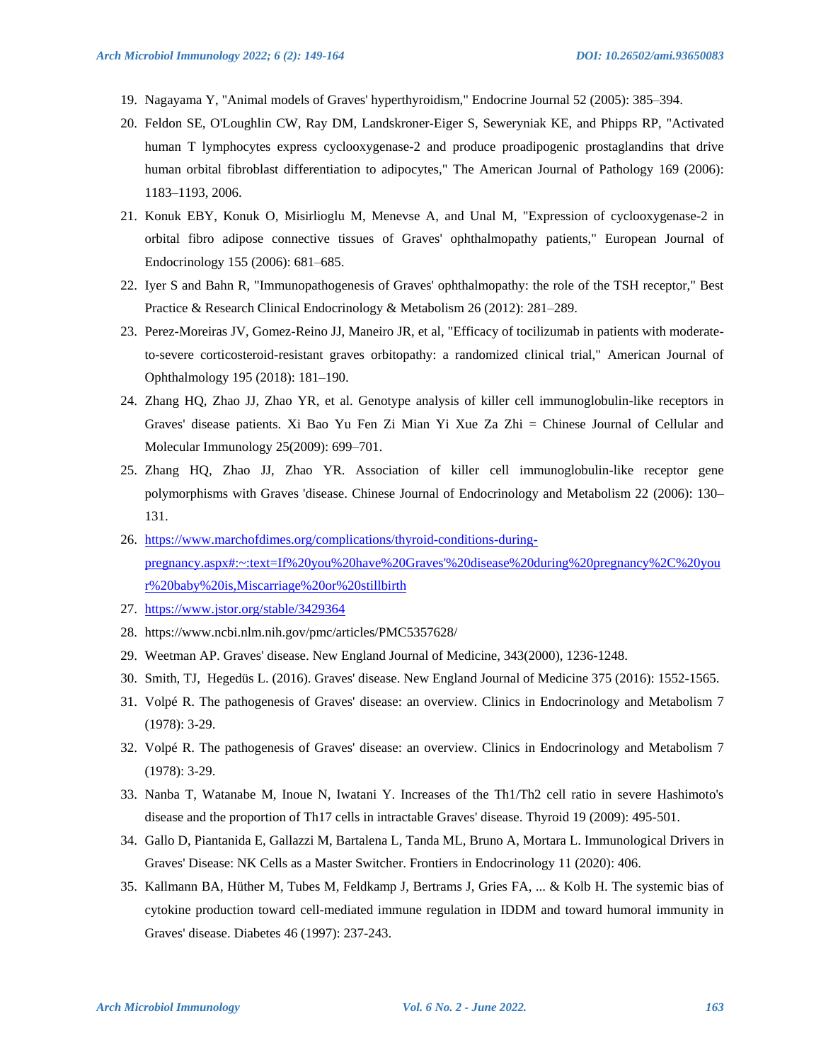19. Nagayama Y, "Animal models of Graves' hyperthyroidism," Endocrine Journal 52 (2005): 385–394.
20. Feldon SE, O'Loughlin CW, Ray DM, Landskroner-Eiger S, Seweryniak KE, and Phipps RP, "Activated human T lymphocytes express cyclooxygenase-2 and produce proadipogenic prostaglandins that drive human orbital fibroblast differentiation to adipocytes," The American Journal of Pathology 169 (2006): 1183–1193, 2006.
21. Konuk EBY, Konuk O, Misirlioglu M, Menevse A, and Unal M, "Expression of cyclooxygenase-2 in orbital fibro adipose connective tissues of Graves' ophthalmopathy patients," European Journal of Endocrinology 155 (2006): 681–685.
22. Iyer S and Bahn R, "Immunopathogenesis of Graves' ophthalmopathy: the role of the TSH receptor," Best Practice & Research Clinical Endocrinology & Metabolism 26 (2012): 281–289.
23. Perez-Moreiras JV, Gomez-Reino JJ, Maneiro JR, et al, "Efficacy of tocilizumab in patients with moderate-to-severe corticosteroid-resistant graves orbitopathy: a randomized clinical trial," American Journal of Ophthalmology 195 (2018): 181–190.
24. Zhang HQ, Zhao JJ, Zhao YR, et al. Genotype analysis of killer cell immunoglobulin-like receptors in Graves' disease patients. Xi Bao Yu Fen Zi Mian Yi Xue Za Zhi = Chinese Journal of Cellular and Molecular Immunology 25(2009): 699–701.
25. Zhang HQ, Zhao JJ, Zhao YR. Association of killer cell immunoglobulin-like receptor gene polymorphisms with Graves 'disease. Chinese Journal of Endocrinology and Metabolism 22 (2006): 130–131.
26. https://www.marchofdimes.org/complications/thyroid-conditions-during-pregnancy.aspx#:~:text=If%20you%20have%20Graves'%20disease%20during%20pregnancy%2C%20your%20baby%20is,Miscarriage%20or%20stillbirth
27. https://www.jstor.org/stable/3429364
28. https://www.ncbi.nlm.nih.gov/pmc/articles/PMC5357628/
29. Weetman AP. Graves' disease. New England Journal of Medicine, 343(2000), 1236-1248.
30. Smith, TJ, Hegedüs L. (2016). Graves' disease. New England Journal of Medicine 375 (2016): 1552-1565.
31. Volpé R. The pathogenesis of Graves' disease: an overview. Clinics in Endocrinology and Metabolism 7 (1978): 3-29.
32. Volpé R. The pathogenesis of Graves' disease: an overview. Clinics in Endocrinology and Metabolism 7 (1978): 3-29.
33. Nanba T, Watanabe M, Inoue N, Iwatani Y. Increases of the Th1/Th2 cell ratio in severe Hashimoto's disease and the proportion of Th17 cells in intractable Graves' disease. Thyroid 19 (2009): 495-501.
34. Gallo D, Piantanida E, Gallazzi M, Bartalena L, Tanda ML, Bruno A, Mortara L. Immunological Drivers in Graves' Disease: NK Cells as a Master Switcher. Frontiers in Endocrinology 11 (2020): 406.
35. Kallmann BA, Hüther M, Tubes M, Feldkamp J, Bertrams J, Gries FA, ... & Kolb H. The systemic bias of cytokine production toward cell-mediated immune regulation in IDDM and toward humoral immunity in Graves' disease. Diabetes 46 (1997): 237-243.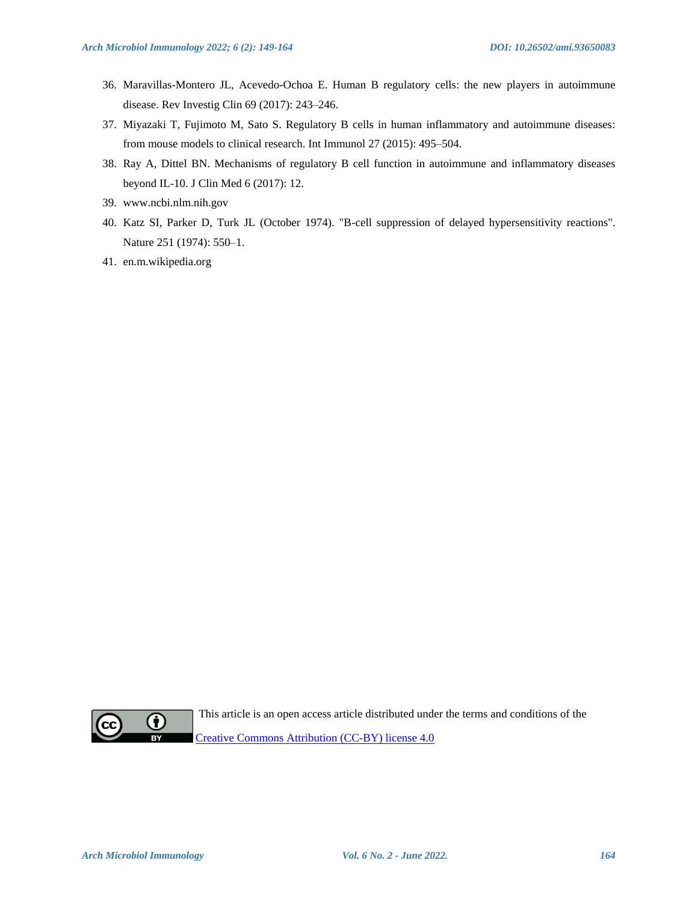36. Maravillas-Montero JL, Acevedo-Ochoa E. Human B regulatory cells: the new players in autoimmune disease. Rev Investig Clin 69 (2017): 243–246.
37. Miyazaki T, Fujimoto M, Sato S. Regulatory B cells in human inflammatory and autoimmune diseases: from mouse models to clinical research. Int Immunol 27 (2015): 495–504.
38. Ray A, Dittel BN. Mechanisms of regulatory B cell function in autoimmune and inflammatory diseases beyond IL-10. J Clin Med 6 (2017): 12.
39. www.ncbi.nlm.nih.gov
40. Katz SI, Parker D, Turk JL (October 1974). "B-cell suppression of delayed hypersensitivity reactions". Nature 251 (1974): 550–1.
41. en.m.wikipedia.org

This article is an open access article distributed under the terms and conditions of the [Creative Commons Attribution (CC-BY) license 4.0](https://creativecommons.org/licenses/by/4.0/)